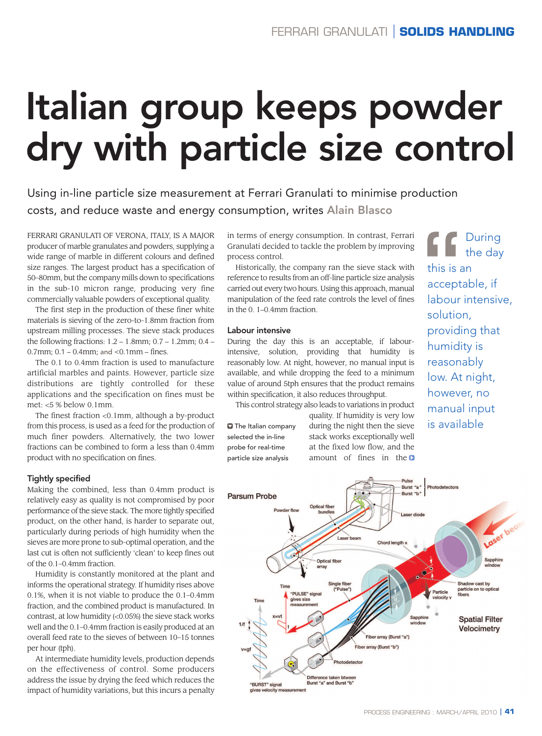# Italian group keeps powder dry with particle size control

Using in-line particle size measurement at Ferrari Granulati to minimise production costs, and reduce waste and energy consumption, writes **Alain Blasco**

FERRARI GRANULATI OF VERONA, ITALY, IS A MAJOR producer of marble granulates and powders, supplying a wide range of marble in different colours and defined size ranges. The largest product has a specification of 50–80mm, but the company mills down to specifications in the sub-10 micron range, producing very fine commercially valuable powders of exceptional quality.

The first step in the production of these finer white materials is sieving of the zero-to-1.8mm fraction from upstream milling processes. The sieve stack produces the following fractions: 1.2 – 1.8mm; 0.7 – 1.2mm; 0.4 – 0.7mm; 0.1 – 0.4mm; and <0.1mm – fines.

The 0.1 to 0.4mm fraction is used to manufacture artificial marbles and paints. However, particle size distributions are tightly controlled for these applications and the specification on fines must be met: <5 % below 0.1mm.

The finest fraction <0.1mm, although a by-product from this process, is used as a feed for the production of much finer powders. Alternatively, the two lower fractions can be combined to form a less than 0.4mm product with no specification on fines.

## Tightly specified

Making the combined, less than 0.4mm product is relatively easy as quality is not compromised by poor performance of the sieve stack. The more tightly specified product, on the other hand, is harder to separate out, particularly during periods of high humidity when the sieves are more prone to sub-optimal operation, and the last cut is often not sufficiently 'clean' to keep fines out of the 0.1–0.4mm fraction.

Humidity is constantly monitored at the plant and informs the operational strategy. If humidity rises above 0.1%, when it is not viable to produce the 0.1–0.4mm fraction, and the combined product is manufactured. In contrast, at low humidity (<0.05%) the sieve stack works well and the 0.1–0.4mm fraction is easily produced at an overall feed rate to the sieves of between 10–15 tonnes per hour (tph).

At intermediate humidity levels, production depends on the effectiveness of control. Some producers address the issue by drying the feed which reduces the impact of humidity variations, but this incurs a penalty in terms of energy consumption. In contrast, Ferrari Granulati decided to tackle the problem by improving process control.

Historically, the company ran the sieve stack with reference to results from an off-line particle size analysis carried out every two hours. Using this approach, manual manipulation of the feed rate controls the level of fines in the 0. 1–0.4mm fraction.

## Labour intensive

During the day this is an acceptable, if labour-intensive, solution, providing that humidity is reasonably low. At night, however, no manual input is available, and while dropping the feed to a minimum value of around 5tph ensures that the product remains within specification, it also reduces throughput.

This control strategy also leads to variations in product quality. If humidity is very low during the night then the sieve stack works exceptionally well at the fixed low flow, and the amount of fines in the

The Italian company selected the in-line probe for real-time particle size analysis

> During the day this is an acceptable, if labour intensive, solution, providing that humidity is reasonably low. At night, however, no manual input is available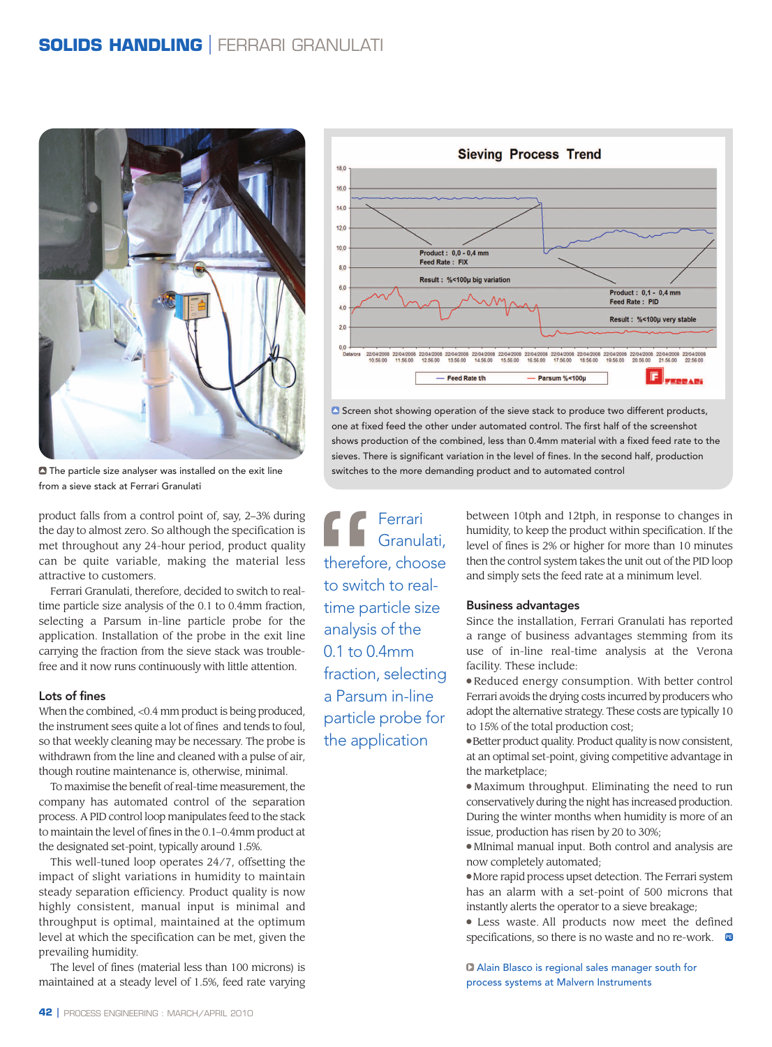The particle size analyser was installed on the exit line from a sieve stack at Ferrari Granulati

Sieving Process Trend

18,0
16,0
14,0
12,0
10,0
8,0
6,0
4,0
2,0
0,0

Data/ora 22/04/2008 10.56.00 22/04/2008 11.56.00 22/04/2008 12.56.00 22/04/2008 13.56.00 22/04/2008 14.56.00 22/04/2008 15.56.00 22/04/2008 16.56.00 22/04/2008 17.56.00 22/04/2008 18.56.00 22/04/2008 19.56.00 22/04/2008 20.56.00 22/04/2008 21.56.00 22/04/2008 22.56.00

Product : 0,0 - 0,4 mm
Feed Rate : FIX
Result : %<100µ big variation

Product : 0,1 - 0,4 mm
Feed Rate : PID
Result : %<100µ very stable

Feed Rate t/h
Parsum %<100µ

FERRARI

Screen shot showing operation of the sieve stack to produce two different products, one at fixed feed the other under automated control. The first half of the screenshot shows production of the combined, less than 0.4mm material with a fixed feed rate to the sieves. There is significant variation in the level of fines. In the second half, production switches to the more demanding product and to automated control

product falls from a control point of, say, 2–3% during the day to almost zero. So although the specification is met throughout any 24-hour period, product quality can be quite variable, making the material less attractive to customers.

Ferrari Granulati, therefore, decided to switch to real-time particle size analysis of the 0.1 to 0.4mm fraction, selecting a Parsum in-line particle probe for the application. Installation of the probe in the exit line carrying the fraction from the sieve stack was trouble-free and it now runs continuously with little attention.

### Lots of fines

When the combined, <0.4 mm product is being produced, the instrument sees quite a lot of fines and tends to foul, so that weekly cleaning may be necessary. The probe is withdrawn from the line and cleaned with a pulse of air, though routine maintenance is, otherwise, minimal.

To maximise the benefit of real-time measurement, the company has automated control of the separation process. A PID control loop manipulates feed to the stack to maintain the level of fines in the 0.1–0.4mm product at the designated set-point, typically around 1.5%.

This well-tuned loop operates 24/7, offsetting the impact of slight variations in humidity to maintain steady separation efficiency. Product quality is now highly consistent, manual input is minimal and throughput is optimal, maintained at the optimum level at which the specification can be met, given the prevailing humidity.

The level of fines (material less than 100 microns) is maintained at a steady level of 1.5%, feed rate varying between 10tph and 12tph, in response to changes in humidity, to keep the product within specification. If the level of fines is 2% or higher for more than 10 minutes then the control system takes the unit out of the PID loop and simply sets the feed rate at a minimum level.

> Ferrari Granulati, therefore, choose to switch to real-time particle size analysis of the 0.1 to 0.4mm fraction, selecting a Parsum in-line particle probe for the application

### Business advantages

Since the installation, Ferrari Granulati has reported a range of business advantages stemming from its use of in-line real-time analysis at the Verona facility. These include:

- Reduced energy consumption. With better control Ferrari avoids the drying costs incurred by producers who adopt the alternative strategy. These costs are typically 10 to 15% of the total production cost;
- Better product quality. Product quality is now consistent, at an optimal set-point, giving competitive advantage in the marketplace;
- Maximum throughput. Eliminating the need to run conservatively during the night has increased production. During the winter months when humidity is more of an issue, production has risen by 20 to 30%;
- MInimal manual input. Both control and analysis are now completely automated;
- More rapid process upset detection. The Ferrari system has an alarm with a set-point of 500 microns that instantly alerts the operator to a sieve breakage;
- Less waste. All products now meet the defined specifications, so there is no waste and no re-work.

Alain Blasco is regional sales manager south for process systems at Malvern Instruments